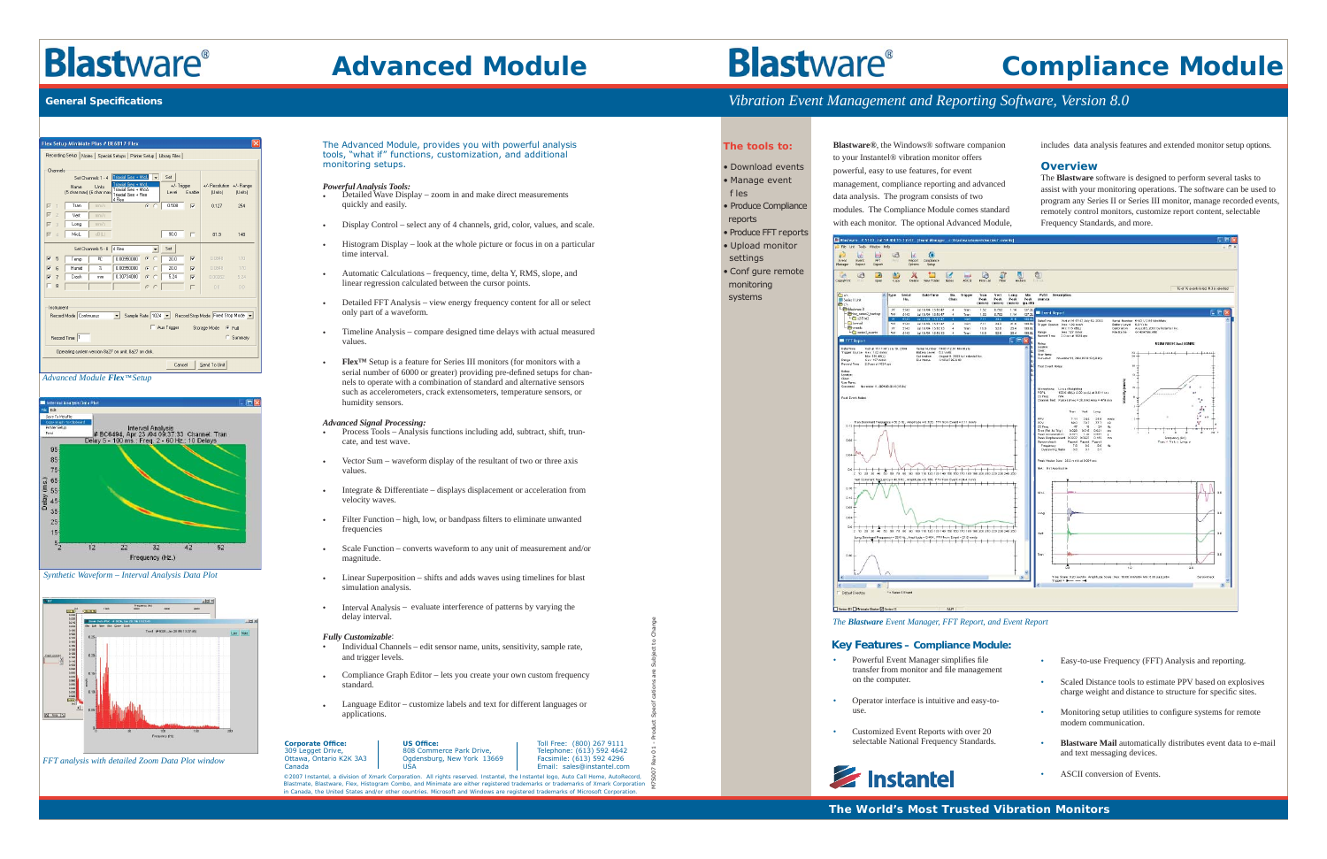# Blastware® Advanced Module

## General Specifications

*Advanced Module Flex™ Setup*

*Synthetic Waveform – Interval Analysis Data Plot*

*FFT analysis with detailed Zoom Data Plot window*

The Advanced Module, provides you with powerful analysis tools, "what if" functions, customization, and additional monitoring setups.

### *Powerful Analysis Tools:*

- Detailed Wave Display – zoom in and make direct measurements quickly and easily.
- Display Control – select any of 4 channels, grid, color, values, and scale.
- Histogram Display – look at the whole picture or focus in on a particular time interval.
- Automatic Calculations – frequency, time, delta Y, RMS, slope, and linear regression calculated between the cursor points.
- Detailed FFT Analysis – view energy frequency content for all or select only part of a waveform.
- Timeline Analysis – compare designed time delays with actual measured values.
- **Flex™** Setup is a feature for Series III monitors (for monitors with a serial number of 6000 or greater) providing pre-defined setups for channels to operate with a combination of standard and alternative sensors such as accelerometers, crack extensometers, temperature sensors, or humidity sensors.

### *Advanced Signal Processing:*

- Process Tools – Analysis functions including add, subtract, shift, truncate, and test wave.
- Vector Sum – waveform display of the resultant of two or three axis values.
- Integrate & Differentiate – displays displacement or acceleration from velocity waves.
- Filter Function – high, low, or bandpass filters to eliminate unwanted frequencies
- Scale Function – converts waveform to any unit of measurement and/or magnitude.
- Linear Superposition – shifts and adds waves using timelines for blast simulation analysis.
- Interval Analysis – evaluate interference of patterns by varying the delay interval.

### *Fully Customizable*:

- Individual Channels – edit sensor name, units, sensitivity, sample rate, and trigger levels.
- Compliance Graph Editor – lets you create your own custom frequency standard.
- Language Editor – customize labels and text for different languages or applications.

**Corporate Office:**
309 Legget Drive,
Ottawa, Ontario K2K 3A3
Canada

**US Office:**
808 Commerce Park Drive,
Ogdensburg, New York 13669
USA

Toll Free: (800) 267 9111
Telephone: (613) 592 4642
Facsimile: (613) 592 4296
Email: sales@instantel.com

©2007 Instantel, a division of Xmark Corporation. All rights reserved. Instantel, the Instantel logo, Auto Call Home, AutoRecord, Blastmate, Blastware, Flex, Histogram Combo, and Minimate are either registered trademarks or trademarks of Xmark Corporation in Canada, the United States and/or other countries. Microsoft and Windows are registered trademarks of Microsoft Corporation.

721S0007 Rev 01 - Product Specifications are Subject to Change

# Blastware® Compliance Module

*Vibration Event Management and Reporting Software, Version 8.0*

### The tools to:

- Download events
- Manage event files
- Produce Compliance reports
- Produce FFT reports
- Upload monitor settings
- Configure remote monitoring systems

**Blastware®**, the Windows® software companion to your Instantel® vibration monitor offers powerful, easy to use features, for event management, compliance reporting and advanced data analysis. The program consists of two modules. The Compliance Module comes standard with each monitor. The optional Advanced Module, includes data analysis features and extended monitor setup options.

## Overview

The **Blastware** software is designed to perform several tasks to assist with your monitoring operations. The software can be used to program any Series II or Series III monitor, manage recorded events, remotely control monitors, customize report content, selectable Frequency Standards, and more.

*The Blastware Event Manager, FFT Report, and Event Report*

## Key Features – Compliance Module:

- Powerful Event Manager simplifies file transfer from monitor and file management on the computer.
- Operator interface is intuitive and easy-to-use.
- Customized Event Reports with over 20 selectable National Frequency Standards.
- Easy-to-use Frequency (FFT) Analysis and reporting.
- Scaled Distance tools to estimate PPV based on explosives charge weight and distance to structure for specific sites.
- Monitoring setup utilities to configure systems for remote modem communication.
- **Blastware Mail** automatically distributes event data to e-mail and text messaging devices.
- ASCII conversion of Events.

Instantel

**The World's Most Trusted Vibration Monitors**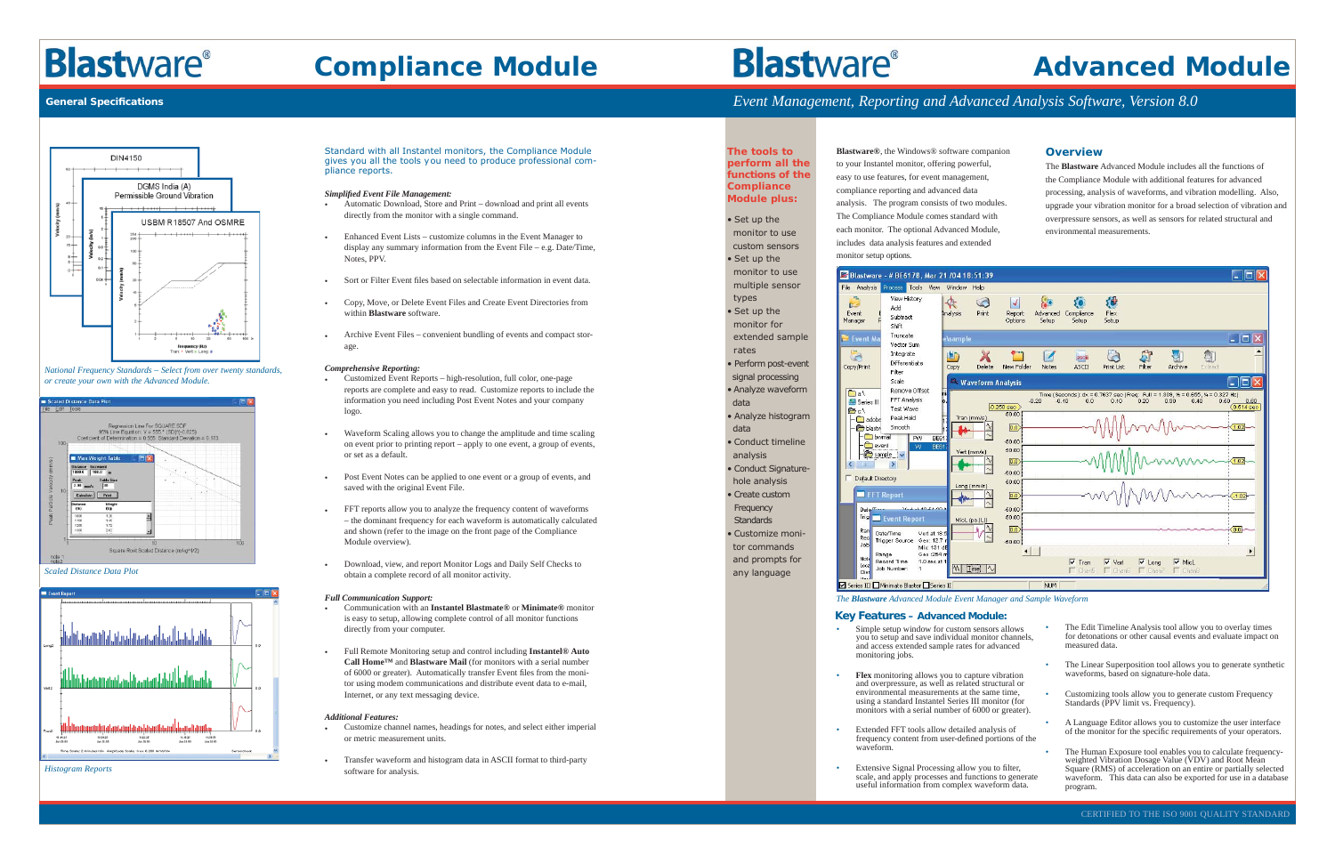# Blastware® Compliance Module

## General Specifications

National Frequency Standards – Select from over twenty standards, or create your own with the Advanced Module.

Scaled Distance Data Plot

Histogram Reports

Standard with all Instantel monitors, the Compliance Module gives you all the tools you need to produce professional compliance reports.

### *Simplified Event File Management:*

- Automatic Download, Store and Print – download and print all events directly from the monitor with a single command.
- Enhanced Event Lists – customize columns in the Event Manager to display any summary information from the Event File – e.g. Date/Time, Notes, PPV.
- Sort or Filter Event files based on selectable information in event data.
- Copy, Move, or Delete Event Files and Create Event Directories from within **Blastware** software.
- Archive Event Files – convenient bundling of events and compact storage.

### *Comprehensive Reporting:*

- Customized Event Reports – high-resolution, full color, one-page reports are complete and easy to read. Customize reports to include the information you need including Post Event Notes and your company logo.
- Waveform Scaling allows you to change the amplitude and time scaling on event prior to printing report – apply to one event, a group of events, or set as a default.
- Post Event Notes can be applied to one event or a group of events, and saved with the original Event File.
- FFT reports allow you to analyze the frequency content of waveforms – the dominant frequency for each waveform is automatically calculated and shown (refer to the image on the front page of the Compliance Module overview).
- Download, view, and report Monitor Logs and Daily Self Checks to obtain a complete record of all monitor activity.

### *Full Communication Support:*

- Communication with an **Instantel Blastmate®** or **Minimate®** monitor is easy to setup, allowing complete control of all monitor functions directly from your computer.
- Full Remote Monitoring setup and control including **Instantel® Auto Call Home™** and **Blastware Mail** (for monitors with a serial number of 6000 or greater). Automatically transfer Event files from the monitor using modem communications and distribute event data to e-mail, Internet, or any text messaging device.

### *Additional Features:*

- Customize channel names, headings for notes, and select either imperial or metric measurement units.
- Transfer waveform and histogram data in ASCII format to third-party software for analysis.

# Blastware® Advanced Module

*Event Management, Reporting and Advanced Analysis Software, Version 8.0*

**The tools to perform all the functions of the Compliance Module plus:**

- Set up the monitor to use custom sensors
- Set up the monitor to use multiple sensor types
- Set up the monitor for extended sample rates
- Perform post-event signal processing
- Analyze waveform data
- Analyze histogram data
- Conduct timeline analysis
- Conduct Signature-hole analysis
- Create custom Frequency Standards
- Customize monitor commands and prompts for any language

**Blastware®**, the Windows® software companion to your Instantel monitor, offering powerful, easy to use features, for event management, compliance reporting and advanced data analysis. The program consists of two modules. The Compliance Module comes standard with each monitor. The optional Advanced Module, includes data analysis features and extended monitor setup options.

## Overview

The **Blastware** Advanced Module includes all the functions of the Compliance Module with additional features for advanced processing, analysis of waveforms, and vibration modelling. Also, upgrade your vibration monitor for a broad selection of vibration and overpressure sensors, as well as sensors for related structural and environmental measurements.

*The **Blastware** Advanced Module Event Manager and Sample Waveform*

## Key Features – Advanced Module:

- Simple setup window for custom sensors allows you to setup and save individual monitor channels, and access extended sample rates for advanced monitoring jobs.
- **Flex** monitoring allows you to capture vibration and overpressure, as well as related structural or environmental measurements at the same time, using a standard Instantel Series III monitor (for monitors with a serial number of 6000 or greater).
- Extended FFT tools allow detailed analysis of frequency content from user-defined portions of the waveform.
- Extensive Signal Processing allow you to filter, scale, and apply processes and functions to generate useful information from complex waveform data.
- The Edit Timeline Analysis tool allow you to overlay times for detonations or other causal events and evaluate impact on measured data.
- The Linear Superposition tool allows you to generate synthetic waveforms, based on signature-hole data.
- Customizing tools allow you to generate custom Frequency Standards (PPV limit vs. Frequency).
- A Language Editor allows you to customize the user interface of the monitor for the specific requirements of your operators.
- The Human Exposure tool enables you to calculate frequency-weighted Vibration Dosage Value (VDV) and Root Mean Square (RMS) of acceleration on an entire or partially selected waveform. This data can also be exported for use in a database program.

CERTIFIED TO THE ISO 9001 QUALITY STANDARD